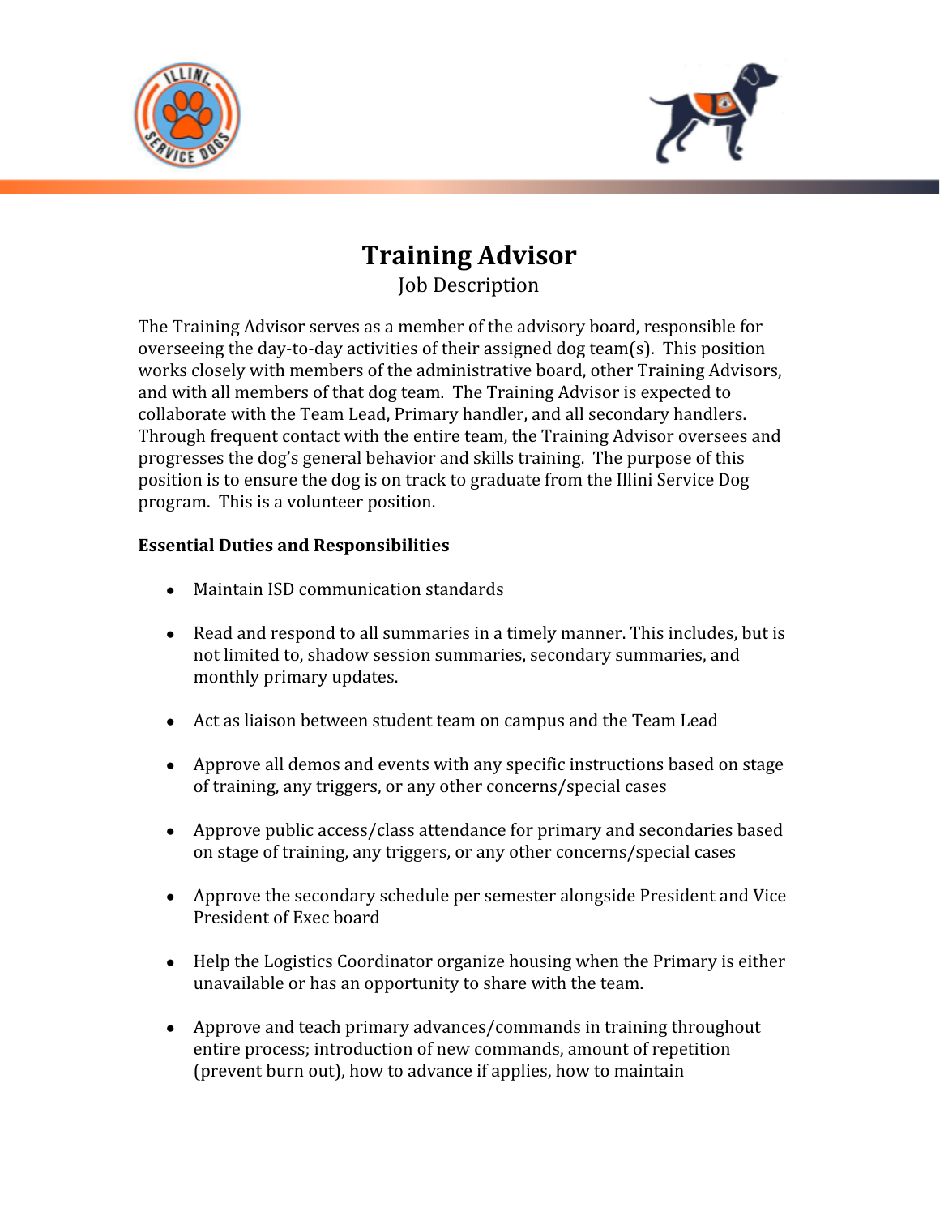# Training Advisor

Job Description

The Training Advisor serves as a member of the advisory board, responsible for overseeing the day-to-day activities of their assigned dog team(s). This position works closely with members of the administrative board, other Training Advisors, and with all members of that dog team. The Training Advisor is expected to collaborate with the Team Lead, Primary handler, and all secondary handlers. Through frequent contact with the entire team, the Training Advisor oversees and progresses the dog's general behavior and skills training. The purpose of this position is to ensure the dog is on track to graduate from the Illini Service Dog program. This is a volunteer position.

**Essential Duties and Responsibilities**

- Maintain ISD communication standards
- Read and respond to all summaries in a timely manner. This includes, but is not limited to, shadow session summaries, secondary summaries, and monthly primary updates.
- Act as liaison between student team on campus and the Team Lead
- Approve all demos and events with any specific instructions based on stage of training, any triggers, or any other concerns/special cases
- Approve public access/class attendance for primary and secondaries based on stage of training, any triggers, or any other concerns/special cases
- Approve the secondary schedule per semester alongside President and Vice President of Exec board
- Help the Logistics Coordinator organize housing when the Primary is either unavailable or has an opportunity to share with the team.
- Approve and teach primary advances/commands in training throughout entire process; introduction of new commands, amount of repetition (prevent burn out), how to advance if applies, how to maintain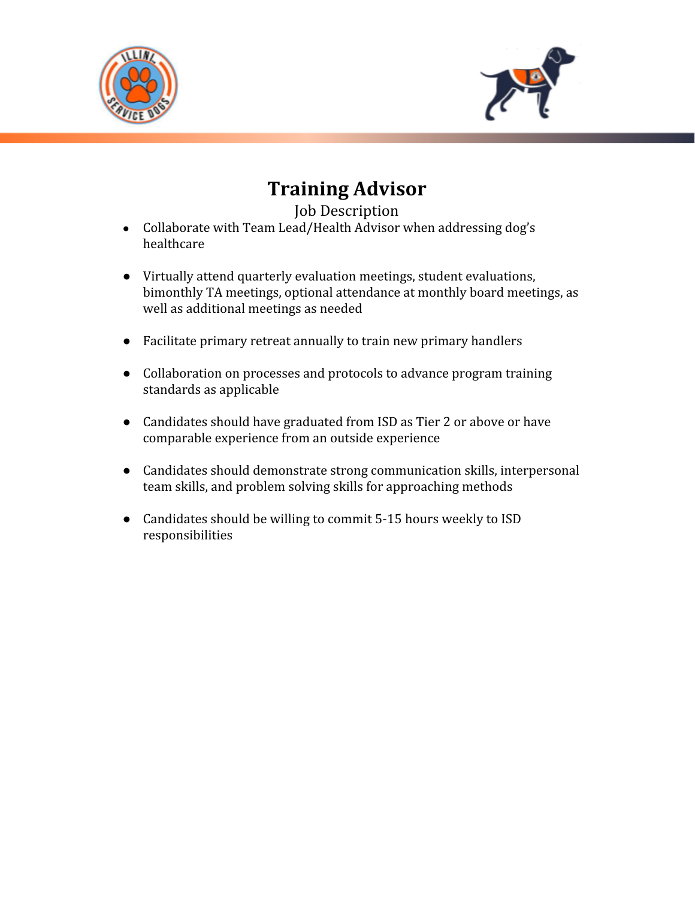# Training Advisor

Job Description

- Collaborate with Team Lead/Health Advisor when addressing dog's healthcare
- Virtually attend quarterly evaluation meetings, student evaluations, bimonthly TA meetings, optional attendance at monthly board meetings, as well as additional meetings as needed
- Facilitate primary retreat annually to train new primary handlers
- Collaboration on processes and protocols to advance program training standards as applicable
- Candidates should have graduated from ISD as Tier 2 or above or have comparable experience from an outside experience
- Candidates should demonstrate strong communication skills, interpersonal team skills, and problem solving skills for approaching methods
- Candidates should be willing to commit 5-15 hours weekly to ISD responsibilities